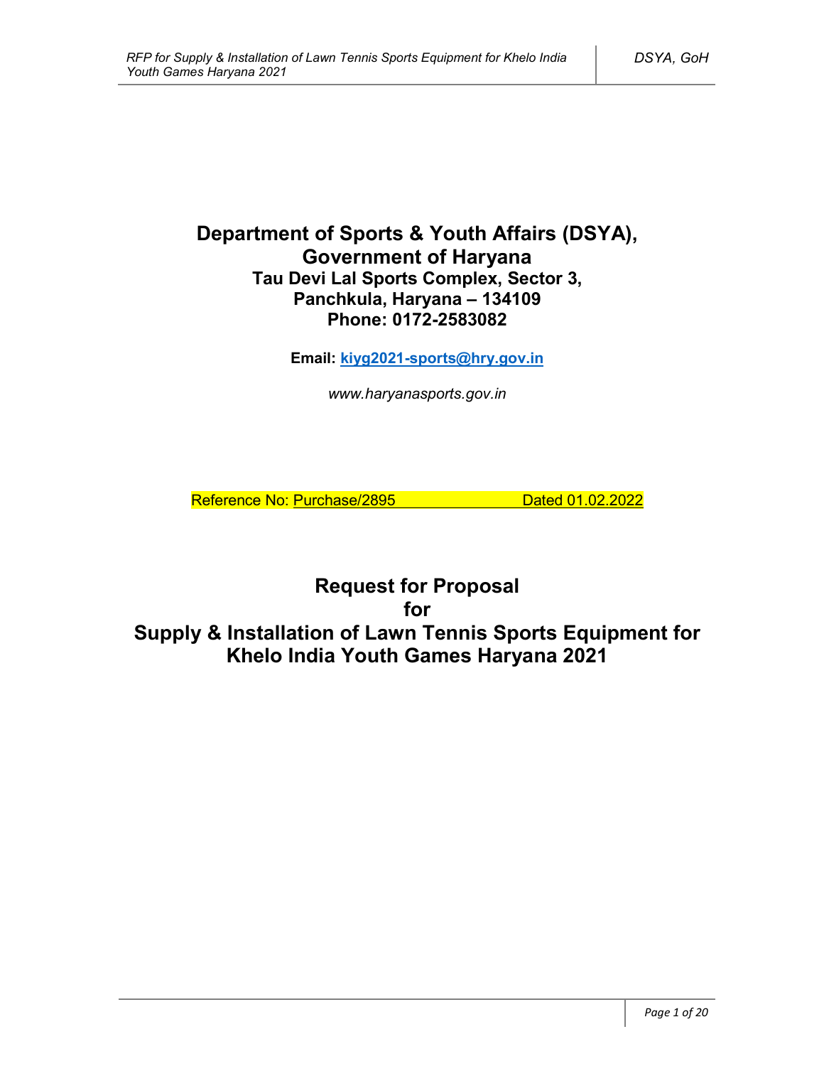# Department of Sports & Youth Affairs (DSYA), Government of Haryana

**Tau Devi Lal Sports Complex, Sector 3, Panchkula, Haryana – 134109**
**Phone: 0172-2583082**

**Email: kiyg2021-sports@hry.gov.in**

*www.haryanasports.gov.in*

Reference No: Purchase/2895 Dated 01.02.2022

# Request for Proposal for Supply & Installation of Lawn Tennis Sports Equipment for Khelo India Youth Games Haryana 2021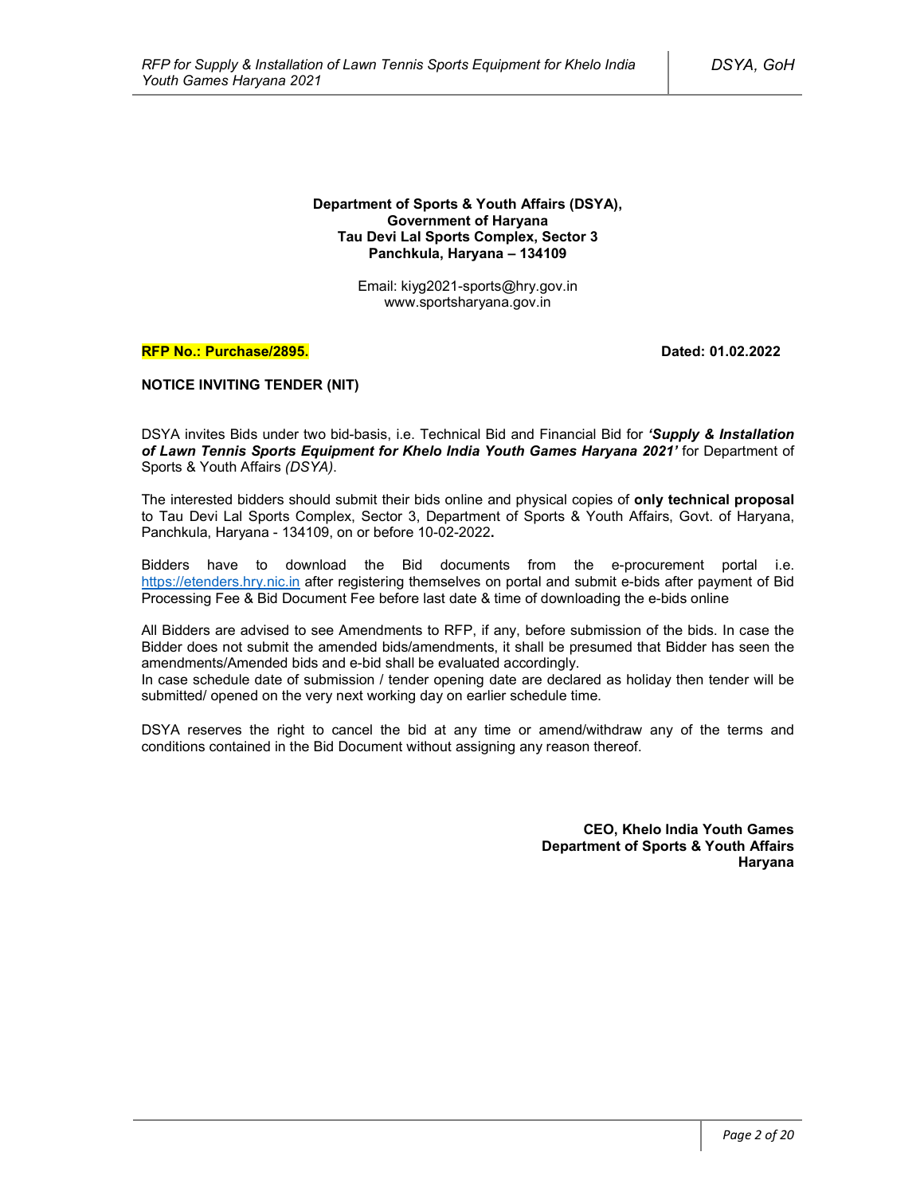**Department of Sports & Youth Affairs (DSYA),**
**Government of Haryana**
**Tau Devi Lal Sports Complex, Sector 3**
**Panchkula, Haryana – 134109**

Email: kiyg2021-sports@hry.gov.in
www.sportsharyana.gov.in

**RFP No.: Purchase/2895.** **Dated: 01.02.2022**

**NOTICE INVITING TENDER (NIT)**

DSYA invites Bids under two bid-basis, i.e. Technical Bid and Financial Bid for ***'Supply & Installation of Lawn Tennis Sports Equipment for Khelo India Youth Games Haryana 2021'*** for Department of Sports & Youth Affairs *(DSYA)*.

The interested bidders should submit their bids online and physical copies of **only technical proposal** to Tau Devi Lal Sports Complex, Sector 3, Department of Sports & Youth Affairs, Govt. of Haryana, Panchkula, Haryana - 134109, on or before 10-02-2022**.**

Bidders have to download the Bid documents from the e-procurement portal i.e. https://etenders.hry.nic.in after registering themselves on portal and submit e-bids after payment of Bid Processing Fee & Bid Document Fee before last date & time of downloading the e-bids online

All Bidders are advised to see Amendments to RFP, if any, before submission of the bids. In case the Bidder does not submit the amended bids/amendments, it shall be presumed that Bidder has seen the amendments/Amended bids and e-bid shall be evaluated accordingly.
In case schedule date of submission / tender opening date are declared as holiday then tender will be submitted/ opened on the very next working day on earlier schedule time.

DSYA reserves the right to cancel the bid at any time or amend/withdraw any of the terms and conditions contained in the Bid Document without assigning any reason thereof.

**CEO, Khelo India Youth Games**
**Department of Sports & Youth Affairs**
**Haryana**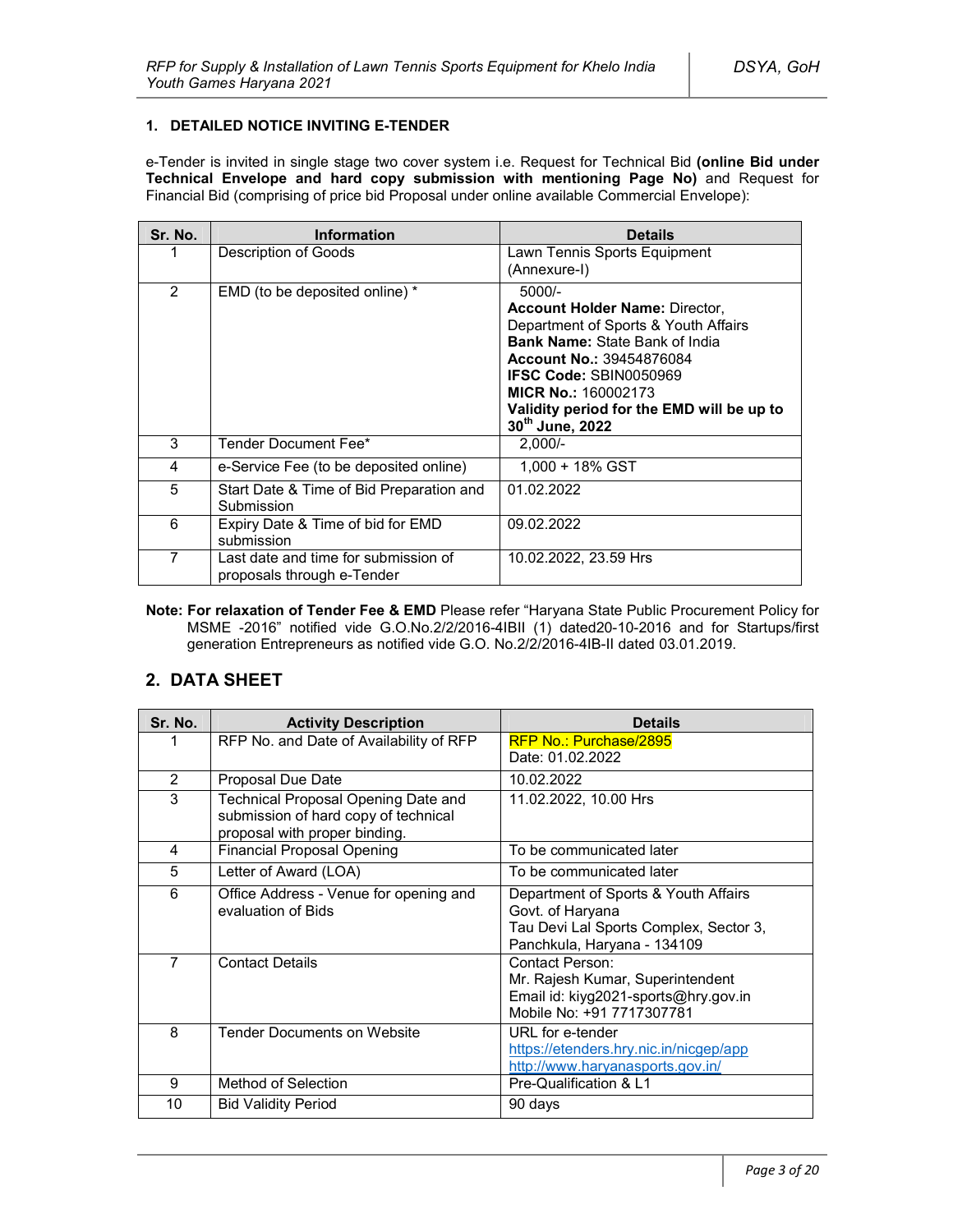### 1. DETAILED NOTICE INVITING E-TENDER

e-Tender is invited in single stage two cover system i.e. Request for Technical Bid **(online Bid under Technical Envelope and hard copy submission with mentioning Page No)** and Request for Financial Bid (comprising of price bid Proposal under online available Commercial Envelope):

| Sr. No. | Information | Details |
|---|---|---|
| 1 | Description of Goods | Lawn Tennis Sports Equipment (Annexure-I) |
| 2 | EMD (to be deposited online) * | 5000/-<br>**Account Holder Name:** Director, Department of Sports & Youth Affairs<br>**Bank Name:** State Bank of India<br>**Account No.:** 39454876084<br>**IFSC Code:** SBIN0050969<br>**MICR No.:** 160002173<br>**Validity period for the EMD will be up to 30th June, 2022** |
| 3 | Tender Document Fee* | 2,000/- |
| 4 | e-Service Fee (to be deposited online) | 1,000 + 18% GST |
| 5 | Start Date & Time of Bid Preparation and Submission | 01.02.2022 |
| 6 | Expiry Date & Time of bid for EMD submission | 09.02.2022 |
| 7 | Last date and time for submission of proposals through e-Tender | 10.02.2022, 23.59 Hrs |

**Note: For relaxation of Tender Fee & EMD** Please refer "Haryana State Public Procurement Policy for MSME -2016" notified vide G.O.No.2/2/2016-4IBII (1) dated20-10-2016 and for Startups/first generation Entrepreneurs as notified vide G.O. No.2/2/2016-4IB-II dated 03.01.2019.

## 2. DATA SHEET

| Sr. No. | Activity Description | Details |
|---|---|---|
| 1 | RFP No. and Date of Availability of RFP | RFP No.: Purchase/2895<br>Date: 01.02.2022 |
| 2 | Proposal Due Date | 10.02.2022 |
| 3 | Technical Proposal Opening Date and submission of hard copy of technical proposal with proper binding. | 11.02.2022, 10.00 Hrs |
| 4 | Financial Proposal Opening | To be communicated later |
| 5 | Letter of Award (LOA) | To be communicated later |
| 6 | Office Address - Venue for opening and evaluation of Bids | Department of Sports & Youth Affairs<br>Govt. of Haryana<br>Tau Devi Lal Sports Complex, Sector 3, Panchkula, Haryana - 134109 |
| 7 | Contact Details | Contact Person:<br>Mr. Rajesh Kumar, Superintendent<br>Email id: kiyg2021-sports@hry.gov.in<br>Mobile No: +91 7717307781 |
| 8 | Tender Documents on Website | URL for e-tender<br>https://etenders.hry.nic.in/nicgep/app<br>http://www.haryanasports.gov.in/ |
| 9 | Method of Selection | Pre-Qualification & L1 |
| 10 | Bid Validity Period | 90 days |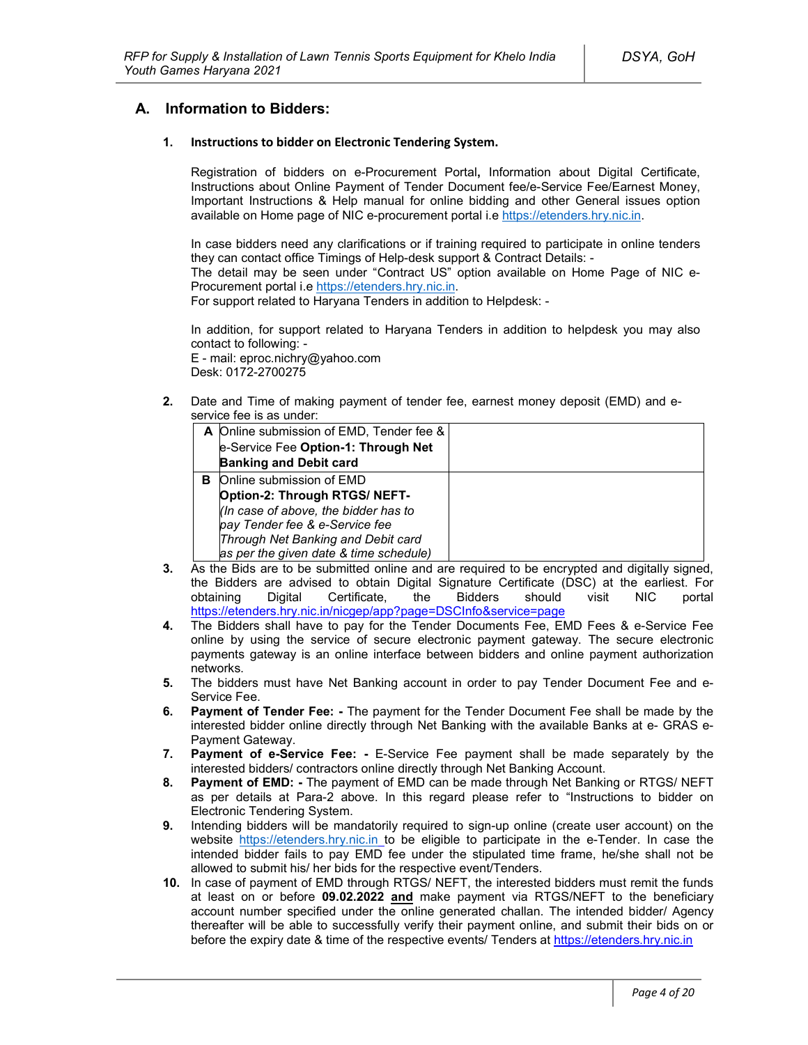## A. Information to Bidders:

**1. Instructions to bidder on Electronic Tendering System.**

Registration of bidders on e-Procurement Portal**,** Information about Digital Certificate, Instructions about Online Payment of Tender Document fee/e-Service Fee/Earnest Money, Important Instructions & Help manual for online bidding and other General issues option available on Home page of NIC e-procurement portal i.e https://etenders.hry.nic.in.

In case bidders need any clarifications or if training required to participate in online tenders they can contact office Timings of Help-desk support & Contract Details: -
The detail may be seen under "Contract US" option available on Home Page of NIC e-Procurement portal i.e https://etenders.hry.nic.in.
For support related to Haryana Tenders in addition to Helpdesk: -

In addition, for support related to Haryana Tenders in addition to helpdesk you may also contact to following: -
E - mail: eproc.nichry@yahoo.com
Desk: 0172-2700275

**2.** Date and Time of making payment of tender fee, earnest money deposit (EMD) and e-service fee is as under:

| | | |
|---|---|---|
| **A** | Online submission of EMD, Tender fee & e-Service Fee **Option-1: Through Net Banking and Debit card** | |
| **B** | Online submission of EMD **Option-2: Through RTGS/ NEFT-** *(In case of above, the bidder has to pay Tender fee & e-Service fee Through Net Banking and Debit card as per the given date & time schedule)* | |

**3.** As the Bids are to be submitted online and are required to be encrypted and digitally signed, the Bidders are advised to obtain Digital Signature Certificate (DSC) at the earliest. For obtaining Digital Certificate, the Bidders should visit NIC portal https://etenders.hry.nic.in/nicgep/app?page=DSCInfo&service=page

**4.** The Bidders shall have to pay for the Tender Documents Fee, EMD Fees & e-Service Fee online by using the service of secure electronic payment gateway. The secure electronic payments gateway is an online interface between bidders and online payment authorization networks.

**5.** The bidders must have Net Banking account in order to pay Tender Document Fee and e-Service Fee.

**6. Payment of Tender Fee: -** The payment for the Tender Document Fee shall be made by the interested bidder online directly through Net Banking with the available Banks at e- GRAS e-Payment Gateway.

**7. Payment of e-Service Fee: -** E-Service Fee payment shall be made separately by the interested bidders/ contractors online directly through Net Banking Account.

**8. Payment of EMD: -** The payment of EMD can be made through Net Banking or RTGS/ NEFT as per details at Para-2 above. In this regard please refer to "Instructions to bidder on Electronic Tendering System.

**9.** Intending bidders will be mandatorily required to sign-up online (create user account) on the website https://etenders.hry.nic.in to be eligible to participate in the e-Tender. In case the intended bidder fails to pay EMD fee under the stipulated time frame, he/she shall not be allowed to submit his/ her bids for the respective event/Tenders.

**10.** In case of payment of EMD through RTGS/ NEFT, the interested bidders must remit the funds at least on or before **09.02.2022** **and** make payment via RTGS/NEFT to the beneficiary account number specified under the online generated challan. The intended bidder/ Agency thereafter will be able to successfully verify their payment online, and submit their bids on or before the expiry date & time of the respective events/ Tenders at https://etenders.hry.nic.in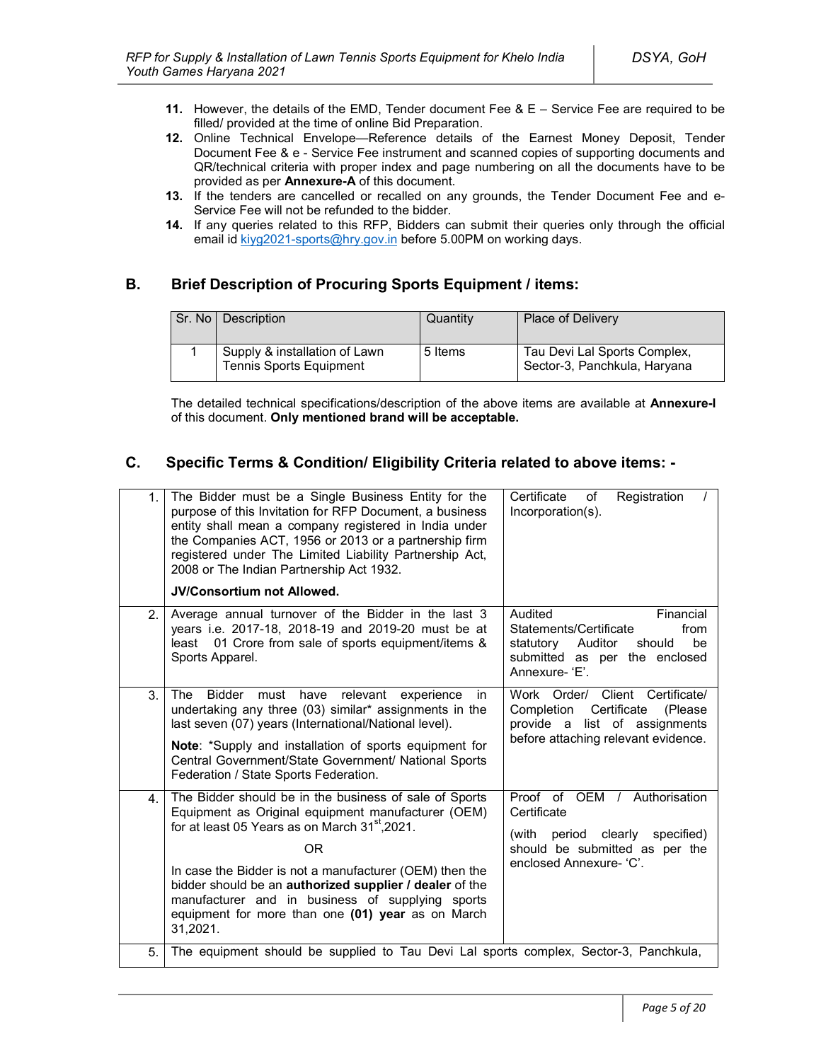11. However, the details of the EMD, Tender document Fee & E – Service Fee are required to be filled/ provided at the time of online Bid Preparation.
12. Online Technical Envelope—Reference details of the Earnest Money Deposit, Tender Document Fee & e - Service Fee instrument and scanned copies of supporting documents and QR/technical criteria with proper index and page numbering on all the documents have to be provided as per **Annexure-A** of this document.
13. If the tenders are cancelled or recalled on any grounds, the Tender Document Fee and e-Service Fee will not be refunded to the bidder.
14. If any queries related to this RFP, Bidders can submit their queries only through the official email id kiyg2021-sports@hry.gov.in before 5.00PM on working days.

## B. Brief Description of Procuring Sports Equipment / items:

| Sr. No | Description | Quantity | Place of Delivery |
|---|---|---|---|
| 1 | Supply & installation of Lawn Tennis Sports Equipment | 5 Items | Tau Devi Lal Sports Complex, Sector-3, Panchkula, Haryana |

The detailed technical specifications/description of the above items are available at **Annexure-I** of this document. **Only mentioned brand will be acceptable.**

## C. Specific Terms & Condition/ Eligibility Criteria related to above items: -

| | | |
|---|---|---|
| 1. | The Bidder must be a Single Business Entity for the purpose of this Invitation for RFP Document, a business entity shall mean a company registered in India under the Companies ACT, 1956 or 2013 or a partnership firm registered under The Limited Liability Partnership Act, 2008 or The Indian Partnership Act 1932.<br>**JV/Consortium not Allowed.** | Certificate of Registration / Incorporation(s). |
| 2. | Average annual turnover of the Bidder in the last 3 years i.e. 2017-18, 2018-19 and 2019-20 must be at least 01 Crore from sale of sports equipment/items & Sports Apparel. | Audited Financial Statements/Certificate from statutory Auditor should be submitted as per the enclosed Annexure- 'E'. |
| 3. | The Bidder must have relevant experience in undertaking any three (03) similar* assignments in the last seven (07) years (International/National level).<br>**Note**: *Supply and installation of sports equipment for Central Government/State Government/ National Sports Federation / State Sports Federation. | Work Order/ Client Certificate/ Completion Certificate (Please provide a list of assignments before attaching relevant evidence. |
| 4. | The Bidder should be in the business of sale of Sports Equipment as Original equipment manufacturer (OEM) for at least 05 Years as on March 31st,2021.<br>OR<br>In case the Bidder is not a manufacturer (OEM) then the bidder should be an **authorized supplier / dealer** of the manufacturer and in business of supplying sports equipment for more than one **(01) year** as on March 31,2021. | Proof of OEM / Authorisation Certificate<br>(with period clearly specified) should be submitted as per the enclosed Annexure- 'C'. |
| 5. | The equipment should be supplied to Tau Devi Lal sports complex, Sector-3, Panchkula, | |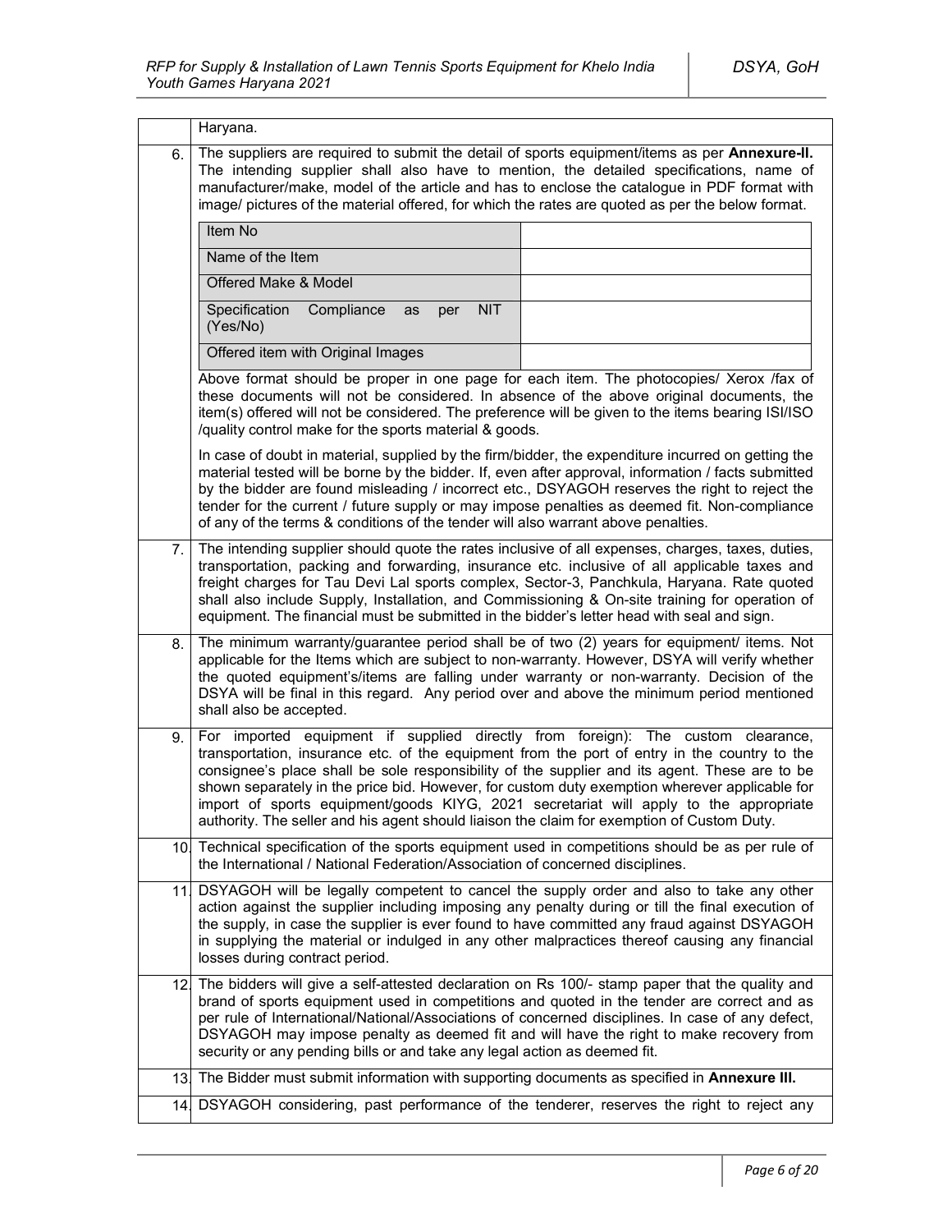| | |
|---|---|
| | Haryana. |
| 6. | The suppliers are required to submit the detail of sports equipment/items as per **Annexure-II.** The intending supplier shall also have to mention, the detailed specifications, name of manufacturer/make, model of the article and has to enclose the catalogue in PDF format with image/ pictures of the material offered, for which the rates are quoted as per the below format. |

| | |
|---|---|
| Item No | |
| Name of the Item | |
| Offered Make & Model | |
| Specification Compliance as per NIT (Yes/No) | |
| Offered item with Original Images | |

Above format should be proper in one page for each item. The photocopies/ Xerox /fax of these documents will not be considered. In absence of the above original documents, the item(s) offered will not be considered. The preference will be given to the items bearing ISI/ISO /quality control make for the sports material & goods.

In case of doubt in material, supplied by the firm/bidder, the expenditure incurred on getting the material tested will be borne by the bidder. If, even after approval, information / facts submitted by the bidder are found misleading / incorrect etc., DSYAGOH reserves the right to reject the tender for the current / future supply or may impose penalties as deemed fit. Non-compliance of any of the terms & conditions of the tender will also warrant above penalties.

| | |
|---|---|
| 7. | The intending supplier should quote the rates inclusive of all expenses, charges, taxes, duties, transportation, packing and forwarding, insurance etc. inclusive of all applicable taxes and freight charges for Tau Devi Lal sports complex, Sector-3, Panchkula, Haryana. Rate quoted shall also include Supply, Installation, and Commissioning & On-site training for operation of equipment. The financial must be submitted in the bidder's letter head with seal and sign. |
| 8. | The minimum warranty/guarantee period shall be of two (2) years for equipment/ items. Not applicable for the Items which are subject to non-warranty. However, DSYA will verify whether the quoted equipment's/items are falling under warranty or non-warranty. Decision of the DSYA will be final in this regard. Any period over and above the minimum period mentioned shall also be accepted. |
| 9. | For imported equipment if supplied directly from foreign): The custom clearance, transportation, insurance etc. of the equipment from the port of entry in the country to the consignee's place shall be sole responsibility of the supplier and its agent. These are to be shown separately in the price bid. However, for custom duty exemption wherever applicable for import of sports equipment/goods KIYG, 2021 secretariat will apply to the appropriate authority. The seller and his agent should liaison the claim for exemption of Custom Duty. |
| 10. | Technical specification of the sports equipment used in competitions should be as per rule of the International / National Federation/Association of concerned disciplines. |
| 11. | DSYAGOH will be legally competent to cancel the supply order and also to take any other action against the supplier including imposing any penalty during or till the final execution of the supply, in case the supplier is ever found to have committed any fraud against DSYAGOH in supplying the material or indulged in any other malpractices thereof causing any financial losses during contract period. |
| 12. | The bidders will give a self-attested declaration on Rs 100/- stamp paper that the quality and brand of sports equipment used in competitions and quoted in the tender are correct and as per rule of International/National/Associations of concerned disciplines. In case of any defect, DSYAGOH may impose penalty as deemed fit and will have the right to make recovery from security or any pending bills or and take any legal action as deemed fit. |
| 13. | The Bidder must submit information with supporting documents as specified in **Annexure III.** |
| 14. | DSYAGOH considering, past performance of the tenderer, reserves the right to reject any |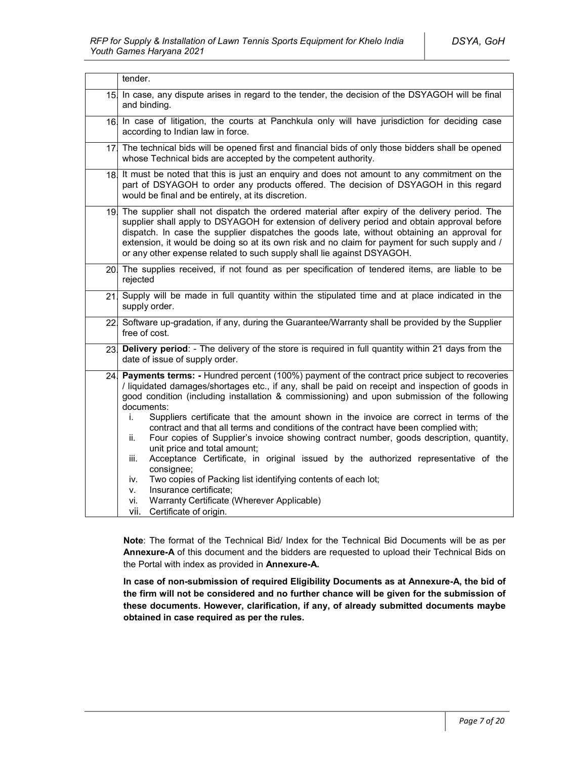| | |
|---|---|
| | tender. |
| 15. | In case, any dispute arises in regard to the tender, the decision of the DSYAGOH will be final and binding. |
| 16. | In case of litigation, the courts at Panchkula only will have jurisdiction for deciding case according to Indian law in force. |
| 17. | The technical bids will be opened first and financial bids of only those bidders shall be opened whose Technical bids are accepted by the competent authority. |
| 18. | It must be noted that this is just an enquiry and does not amount to any commitment on the part of DSYAGOH to order any products offered. The decision of DSYAGOH in this regard would be final and be entirely, at its discretion. |
| 19. | The supplier shall not dispatch the ordered material after expiry of the delivery period. The supplier shall apply to DSYAGOH for extension of delivery period and obtain approval before dispatch. In case the supplier dispatches the goods late, without obtaining an approval for extension, it would be doing so at its own risk and no claim for payment for such supply and / or any other expense related to such supply shall lie against DSYAGOH. |
| 20. | The supplies received, if not found as per specification of tendered items, are liable to be rejected |
| 21. | Supply will be made in full quantity within the stipulated time and at place indicated in the supply order. |
| 22. | Software up-gradation, if any, during the Guarantee/Warranty shall be provided by the Supplier free of cost. |
| 23. | **Delivery period**: - The delivery of the store is required in full quantity within 21 days from the date of issue of supply order. |
| 24. | **Payments terms: -** Hundred percent (100%) payment of the contract price subject to recoveries / liquidated damages/shortages etc., if any, shall be paid on receipt and inspection of goods in good condition (including installation & commissioning) and upon submission of the following documents:<br>i. Suppliers certificate that the amount shown in the invoice are correct in terms of the contract and that all terms and conditions of the contract have been complied with;<br>ii. Four copies of Supplier's invoice showing contract number, goods description, quantity, unit price and total amount;<br>iii. Acceptance Certificate, in original issued by the authorized representative of the consignee;<br>iv. Two copies of Packing list identifying contents of each lot;<br>v. Insurance certificate;<br>vi. Warranty Certificate (Wherever Applicable)<br>vii. Certificate of origin. |

**Note**: The format of the Technical Bid/ Index for the Technical Bid Documents will be as per **Annexure-A** of this document and the bidders are requested to upload their Technical Bids on the Portal with index as provided in **Annexure-A.**

**In case of non-submission of required Eligibility Documents as at Annexure-A, the bid of the firm will not be considered and no further chance will be given for the submission of these documents. However, clarification, if any, of already submitted documents maybe obtained in case required as per the rules.**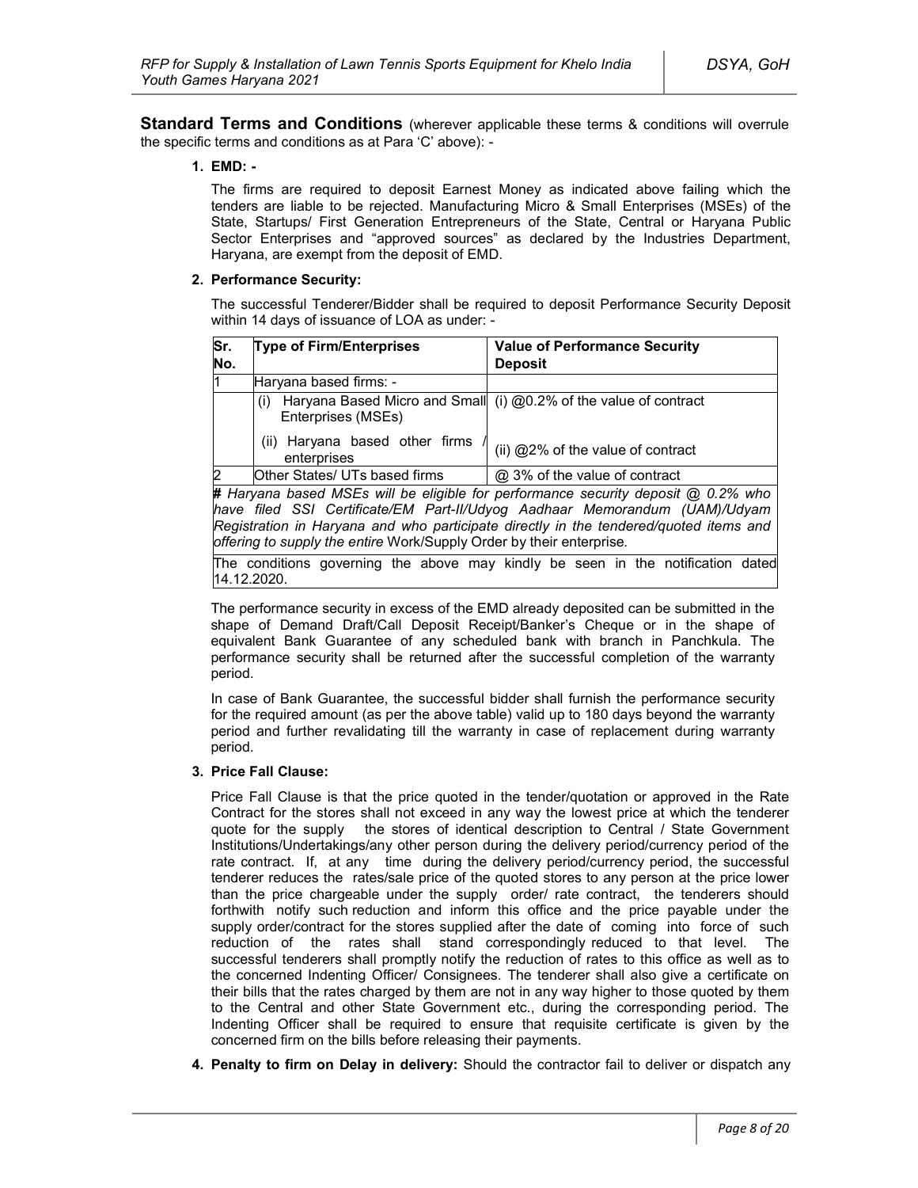**Standard Terms and Conditions** (wherever applicable these terms & conditions will overrule the specific terms and conditions as at Para 'C' above): -

**1. EMD: -**

The firms are required to deposit Earnest Money as indicated above failing which the tenders are liable to be rejected. Manufacturing Micro & Small Enterprises (MSEs) of the State, Startups/ First Generation Entrepreneurs of the State, Central or Haryana Public Sector Enterprises and "approved sources" as declared by the Industries Department, Haryana, are exempt from the deposit of EMD.

**2. Performance Security:**

The successful Tenderer/Bidder shall be required to deposit Performance Security Deposit within 14 days of issuance of LOA as under: -

| Sr. No. | Type of Firm/Enterprises | Value of Performance Security Deposit |
|---|---|---|
| 1 | Haryana based firms: - | |
| | (i) Haryana Based Micro and Small Enterprises (MSEs) | (i) @0.2% of the value of contract |
| | (ii) Haryana based other firms / enterprises | (ii) @2% of the value of contract |
| 2 | Other States/ UTs based firms | @ 3% of the value of contract |
| ***# Haryana based MSEs will be eligible for performance security deposit @ 0.2% who have filed SSI Certificate/EM Part-II/Udyog Aadhaar Memorandum (UAM)/Udyam Registration in Haryana and who participate directly in the tendered/quoted items and offering to supply the entire*** Work/Supply Order by their enterprise. | | |
| The conditions governing the above may kindly be seen in the notification dated 14.12.2020. | | |

The performance security in excess of the EMD already deposited can be submitted in the shape of Demand Draft/Call Deposit Receipt/Banker's Cheque or in the shape of equivalent Bank Guarantee of any scheduled bank with branch in Panchkula. The performance security shall be returned after the successful completion of the warranty period.

In case of Bank Guarantee, the successful bidder shall furnish the performance security for the required amount (as per the above table) valid up to 180 days beyond the warranty period and further revalidating till the warranty in case of replacement during warranty period.

**3. Price Fall Clause:**

Price Fall Clause is that the price quoted in the tender/quotation or approved in the Rate Contract for the stores shall not exceed in any way the lowest price at which the tenderer quote for the supply the stores of identical description to Central / State Government Institutions/Undertakings/any other person during the delivery period/currency period of the rate contract. If, at any time during the delivery period/currency period, the successful tenderer reduces the rates/sale price of the quoted stores to any person at the price lower than the price chargeable under the supply order/ rate contract, the tenderers should forthwith notify such reduction and inform this office and the price payable under the supply order/contract for the stores supplied after the date of coming into force of such reduction of the rates shall stand correspondingly reduced to that level. The successful tenderers shall promptly notify the reduction of rates to this office as well as to the concerned Indenting Officer/ Consignees. The tenderer shall also give a certificate on their bills that the rates charged by them are not in any way higher to those quoted by them to the Central and other State Government etc., during the corresponding period. The Indenting Officer shall be required to ensure that requisite certificate is given by the concerned firm on the bills before releasing their payments.

**4. Penalty to firm on Delay in delivery:** Should the contractor fail to deliver or dispatch any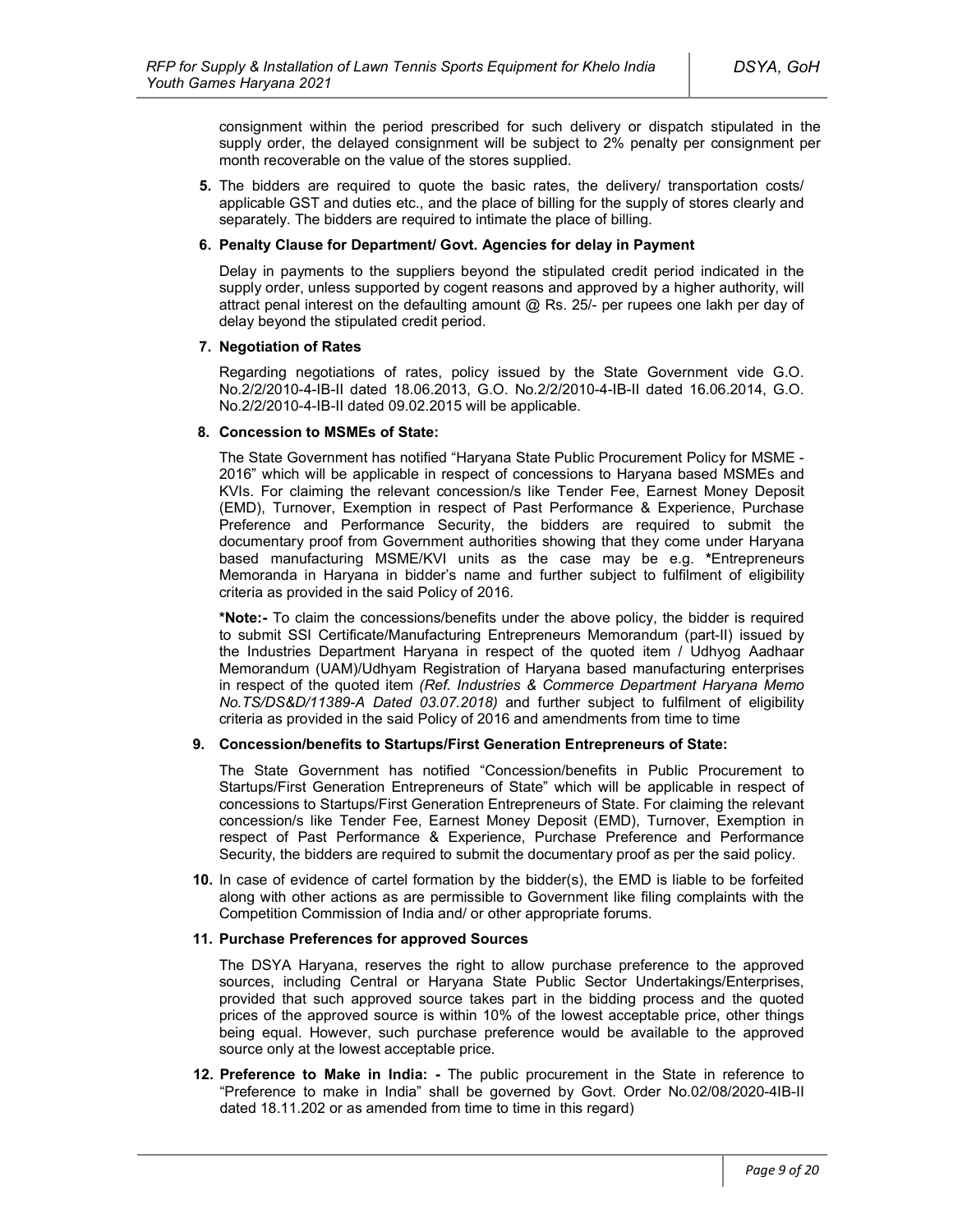consignment within the period prescribed for such delivery or dispatch stipulated in the supply order, the delayed consignment will be subject to 2% penalty per consignment per month recoverable on the value of the stores supplied.

**5.** The bidders are required to quote the basic rates, the delivery/ transportation costs/ applicable GST and duties etc., and the place of billing for the supply of stores clearly and separately. The bidders are required to intimate the place of billing.

**6. Penalty Clause for Department/ Govt. Agencies for delay in Payment**

Delay in payments to the suppliers beyond the stipulated credit period indicated in the supply order, unless supported by cogent reasons and approved by a higher authority, will attract penal interest on the defaulting amount @ Rs. 25/- per rupees one lakh per day of delay beyond the stipulated credit period.

**7. Negotiation of Rates**

Regarding negotiations of rates, policy issued by the State Government vide G.O. No.2/2/2010-4-IB-II dated 18.06.2013, G.O. No.2/2/2010-4-IB-II dated 16.06.2014, G.O. No.2/2/2010-4-IB-II dated 09.02.2015 will be applicable.

**8. Concession to MSMEs of State:**

The State Government has notified "Haryana State Public Procurement Policy for MSME - 2016" which will be applicable in respect of concessions to Haryana based MSMEs and KVIs. For claiming the relevant concession/s like Tender Fee, Earnest Money Deposit (EMD), Turnover, Exemption in respect of Past Performance & Experience, Purchase Preference and Performance Security, the bidders are required to submit the documentary proof from Government authorities showing that they come under Haryana based manufacturing MSME/KVI units as the case may be e.g. **\***Entrepreneurs Memoranda in Haryana in bidder's name and further subject to fulfilment of eligibility criteria as provided in the said Policy of 2016.

**\*Note:-** To claim the concessions/benefits under the above policy, the bidder is required to submit SSI Certificate/Manufacturing Entrepreneurs Memorandum (part-II) issued by the Industries Department Haryana in respect of the quoted item / Udhyog Aadhaar Memorandum (UAM)/Udhyam Registration of Haryana based manufacturing enterprises in respect of the quoted item *(Ref. Industries & Commerce Department Haryana Memo No.TS/DS&D/11389-A Dated 03.07.2018)* and further subject to fulfilment of eligibility criteria as provided in the said Policy of 2016 and amendments from time to time

**9. Concession/benefits to Startups/First Generation Entrepreneurs of State:**

The State Government has notified "Concession/benefits in Public Procurement to Startups/First Generation Entrepreneurs of State" which will be applicable in respect of concessions to Startups/First Generation Entrepreneurs of State. For claiming the relevant concession/s like Tender Fee, Earnest Money Deposit (EMD), Turnover, Exemption in respect of Past Performance & Experience, Purchase Preference and Performance Security, the bidders are required to submit the documentary proof as per the said policy.

**10.** In case of evidence of cartel formation by the bidder(s), the EMD is liable to be forfeited along with other actions as are permissible to Government like filing complaints with the Competition Commission of India and/ or other appropriate forums.

**11. Purchase Preferences for approved Sources**

The DSYA Haryana, reserves the right to allow purchase preference to the approved sources, including Central or Haryana State Public Sector Undertakings/Enterprises, provided that such approved source takes part in the bidding process and the quoted prices of the approved source is within 10% of the lowest acceptable price, other things being equal. However, such purchase preference would be available to the approved source only at the lowest acceptable price.

**12. Preference to Make in India: -** The public procurement in the State in reference to "Preference to make in India" shall be governed by Govt. Order No.02/08/2020-4IB-II dated 18.11.202 or as amended from time to time in this regard)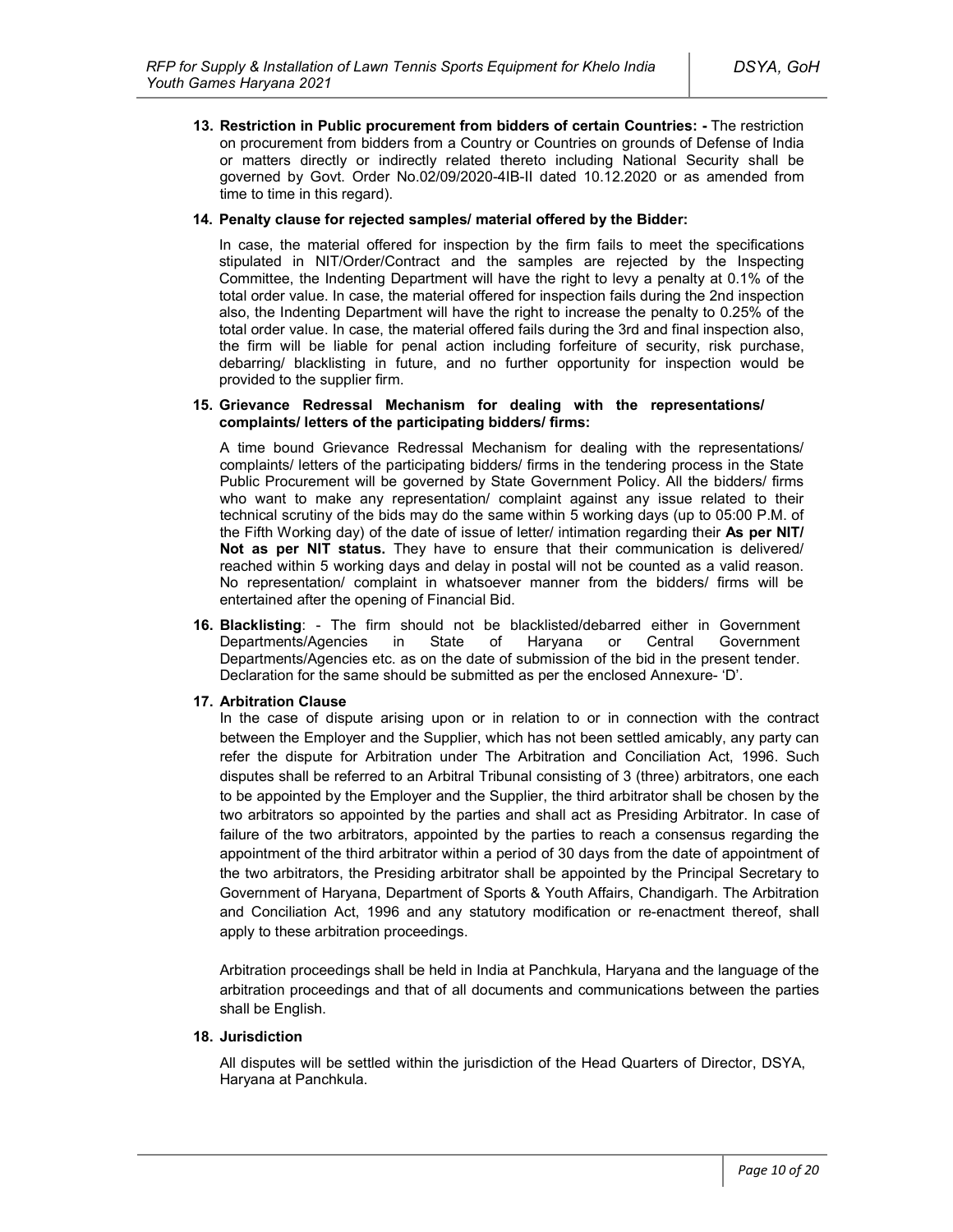13. **Restriction in Public procurement from bidders of certain Countries: -** The restriction on procurement from bidders from a Country or Countries on grounds of Defense of India or matters directly or indirectly related thereto including National Security shall be governed by Govt. Order No.02/09/2020-4IB-II dated 10.12.2020 or as amended from time to time in this regard).

14. **Penalty clause for rejected samples/ material offered by the Bidder:**

    In case, the material offered for inspection by the firm fails to meet the specifications stipulated in NIT/Order/Contract and the samples are rejected by the Inspecting Committee, the Indenting Department will have the right to levy a penalty at 0.1% of the total order value. In case, the material offered for inspection fails during the 2nd inspection also, the Indenting Department will have the right to increase the penalty to 0.25% of the total order value. In case, the material offered fails during the 3rd and final inspection also, the firm will be liable for penal action including forfeiture of security, risk purchase, debarring/ blacklisting in future, and no further opportunity for inspection would be provided to the supplier firm.

15. **Grievance Redressal Mechanism for dealing with the representations/ complaints/ letters of the participating bidders/ firms:**

    A time bound Grievance Redressal Mechanism for dealing with the representations/ complaints/ letters of the participating bidders/ firms in the tendering process in the State Public Procurement will be governed by State Government Policy. All the bidders/ firms who want to make any representation/ complaint against any issue related to their technical scrutiny of the bids may do the same within 5 working days (up to 05:00 P.M. of the Fifth Working day) of the date of issue of letter/ intimation regarding their **As per NIT/ Not as per NIT status.** They have to ensure that their communication is delivered/ reached within 5 working days and delay in postal will not be counted as a valid reason. No representation/ complaint in whatsoever manner from the bidders/ firms will be entertained after the opening of Financial Bid.

16. **Blacklisting**: - The firm should not be blacklisted/debarred either in Government Departments/Agencies in State of Haryana or Central Government Departments/Agencies etc. as on the date of submission of the bid in the present tender. Declaration for the same should be submitted as per the enclosed Annexure- 'D'.

17. **Arbitration Clause**

    In the case of dispute arising upon or in relation to or in connection with the contract between the Employer and the Supplier, which has not been settled amicably, any party can refer the dispute for Arbitration under The Arbitration and Conciliation Act, 1996. Such disputes shall be referred to an Arbitral Tribunal consisting of 3 (three) arbitrators, one each to be appointed by the Employer and the Supplier, the third arbitrator shall be chosen by the two arbitrators so appointed by the parties and shall act as Presiding Arbitrator. In case of failure of the two arbitrators, appointed by the parties to reach a consensus regarding the appointment of the third arbitrator within a period of 30 days from the date of appointment of the two arbitrators, the Presiding arbitrator shall be appointed by the Principal Secretary to Government of Haryana, Department of Sports & Youth Affairs, Chandigarh. The Arbitration and Conciliation Act, 1996 and any statutory modification or re-enactment thereof, shall apply to these arbitration proceedings.

    Arbitration proceedings shall be held in India at Panchkula, Haryana and the language of the arbitration proceedings and that of all documents and communications between the parties shall be English.

18. **Jurisdiction**

    All disputes will be settled within the jurisdiction of the Head Quarters of Director, DSYA, Haryana at Panchkula.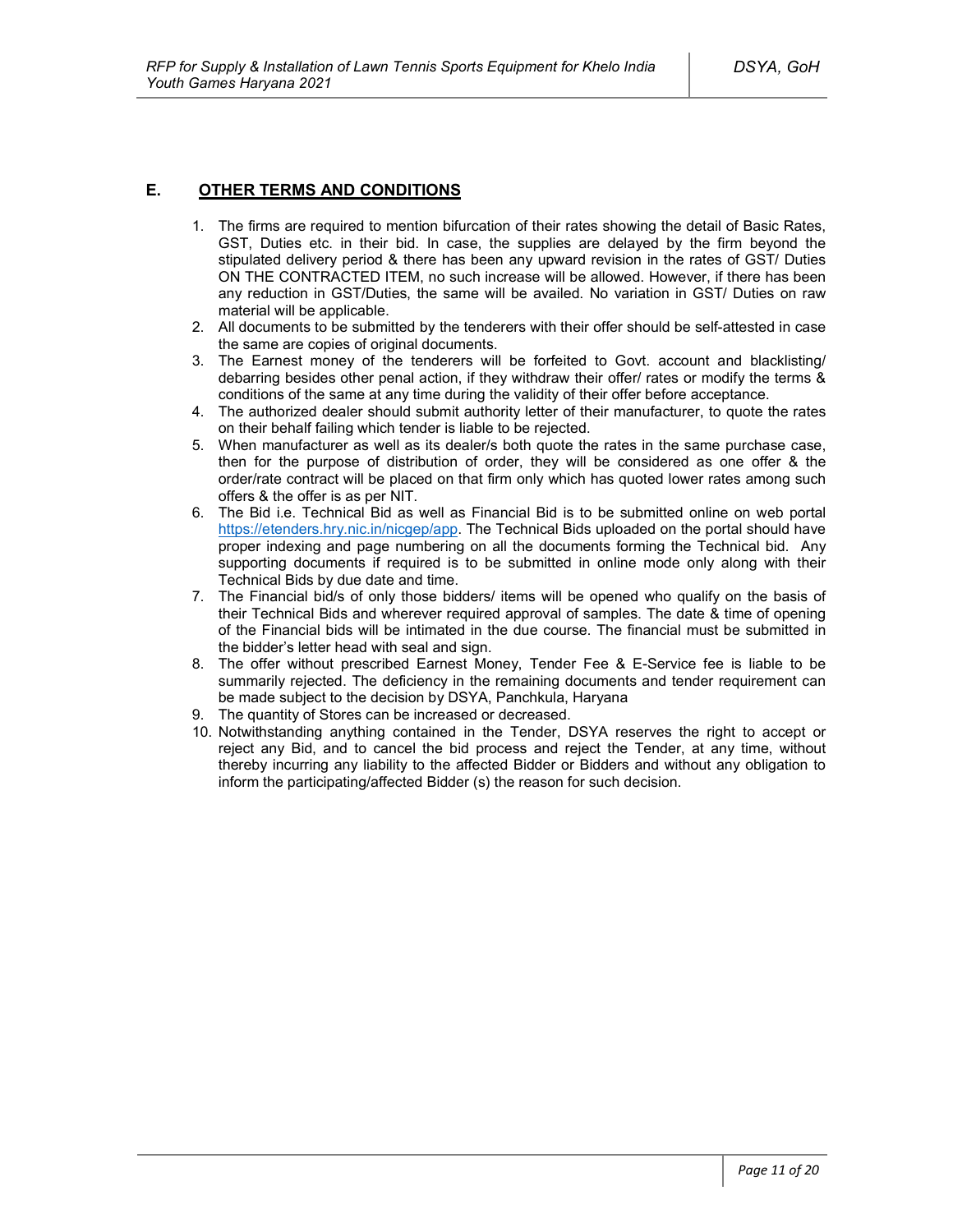## E. OTHER TERMS AND CONDITIONS

1. The firms are required to mention bifurcation of their rates showing the detail of Basic Rates, GST, Duties etc. in their bid. In case, the supplies are delayed by the firm beyond the stipulated delivery period & there has been any upward revision in the rates of GST/ Duties ON THE CONTRACTED ITEM, no such increase will be allowed. However, if there has been any reduction in GST/Duties, the same will be availed. No variation in GST/ Duties on raw material will be applicable.
2. All documents to be submitted by the tenderers with their offer should be self-attested in case the same are copies of original documents.
3. The Earnest money of the tenderers will be forfeited to Govt. account and blacklisting/ debarring besides other penal action, if they withdraw their offer/ rates or modify the terms & conditions of the same at any time during the validity of their offer before acceptance.
4. The authorized dealer should submit authority letter of their manufacturer, to quote the rates on their behalf failing which tender is liable to be rejected.
5. When manufacturer as well as its dealer/s both quote the rates in the same purchase case, then for the purpose of distribution of order, they will be considered as one offer & the order/rate contract will be placed on that firm only which has quoted lower rates among such offers & the offer is as per NIT.
6. The Bid i.e. Technical Bid as well as Financial Bid is to be submitted online on web portal https://etenders.hry.nic.in/nicgep/app. The Technical Bids uploaded on the portal should have proper indexing and page numbering on all the documents forming the Technical bid. Any supporting documents if required is to be submitted in online mode only along with their Technical Bids by due date and time.
7. The Financial bid/s of only those bidders/ items will be opened who qualify on the basis of their Technical Bids and wherever required approval of samples. The date & time of opening of the Financial bids will be intimated in the due course. The financial must be submitted in the bidder's letter head with seal and sign.
8. The offer without prescribed Earnest Money, Tender Fee & E-Service fee is liable to be summarily rejected. The deficiency in the remaining documents and tender requirement can be made subject to the decision by DSYA, Panchkula, Haryana
9. The quantity of Stores can be increased or decreased.
10. Notwithstanding anything contained in the Tender, DSYA reserves the right to accept or reject any Bid, and to cancel the bid process and reject the Tender, at any time, without thereby incurring any liability to the affected Bidder or Bidders and without any obligation to inform the participating/affected Bidder (s) the reason for such decision.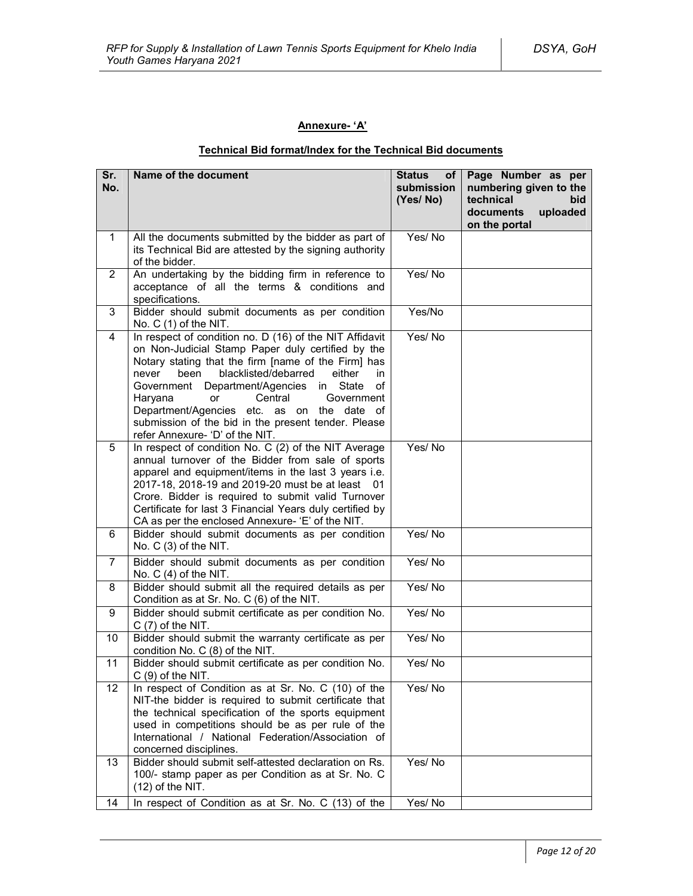**Annexure- 'A'**

**Technical Bid format/Index for the Technical Bid documents**

| Sr. No. | Name of the document | Status of submission (Yes/ No) | Page Number as per numbering given to the technical bid documents uploaded on the portal |
|---|---|---|---|
| 1 | All the documents submitted by the bidder as part of its Technical Bid are attested by the signing authority of the bidder. | Yes/ No | |
| 2 | An undertaking by the bidding firm in reference to acceptance of all the terms & conditions and specifications. | Yes/ No | |
| 3 | Bidder should submit documents as per condition No. C (1) of the NIT. | Yes/No | |
| 4 | In respect of condition no. D (16) of the NIT Affidavit on Non-Judicial Stamp Paper duly certified by the Notary stating that the firm [name of the Firm] has never been blacklisted/debarred either in Government Department/Agencies in State of Haryana or Central Government Department/Agencies etc. as on the date of submission of the bid in the present tender. Please refer Annexure- 'D' of the NIT. | Yes/ No | |
| 5 | In respect of condition No. C (2) of the NIT Average annual turnover of the Bidder from sale of sports apparel and equipment/items in the last 3 years i.e. 2017-18, 2018-19 and 2019-20 must be at least 01 Crore. Bidder is required to submit valid Turnover Certificate for last 3 Financial Years duly certified by CA as per the enclosed Annexure- 'E' of the NIT. | Yes/ No | |
| 6 | Bidder should submit documents as per condition No. C (3) of the NIT. | Yes/ No | |
| 7 | Bidder should submit documents as per condition No. C (4) of the NIT. | Yes/ No | |
| 8 | Bidder should submit all the required details as per Condition as at Sr. No. C (6) of the NIT. | Yes/ No | |
| 9 | Bidder should submit certificate as per condition No. C (7) of the NIT. | Yes/ No | |
| 10 | Bidder should submit the warranty certificate as per condition No. C (8) of the NIT. | Yes/ No | |
| 11 | Bidder should submit certificate as per condition No. C (9) of the NIT. | Yes/ No | |
| 12 | In respect of Condition as at Sr. No. C (10) of the NIT-the bidder is required to submit certificate that the technical specification of the sports equipment used in competitions should be as per rule of the International / National Federation/Association of concerned disciplines. | Yes/ No | |
| 13 | Bidder should submit self-attested declaration on Rs. 100/- stamp paper as per Condition as at Sr. No. C (12) of the NIT. | Yes/ No | |
| 14 | In respect of Condition as at Sr. No. C (13) of the | Yes/ No | |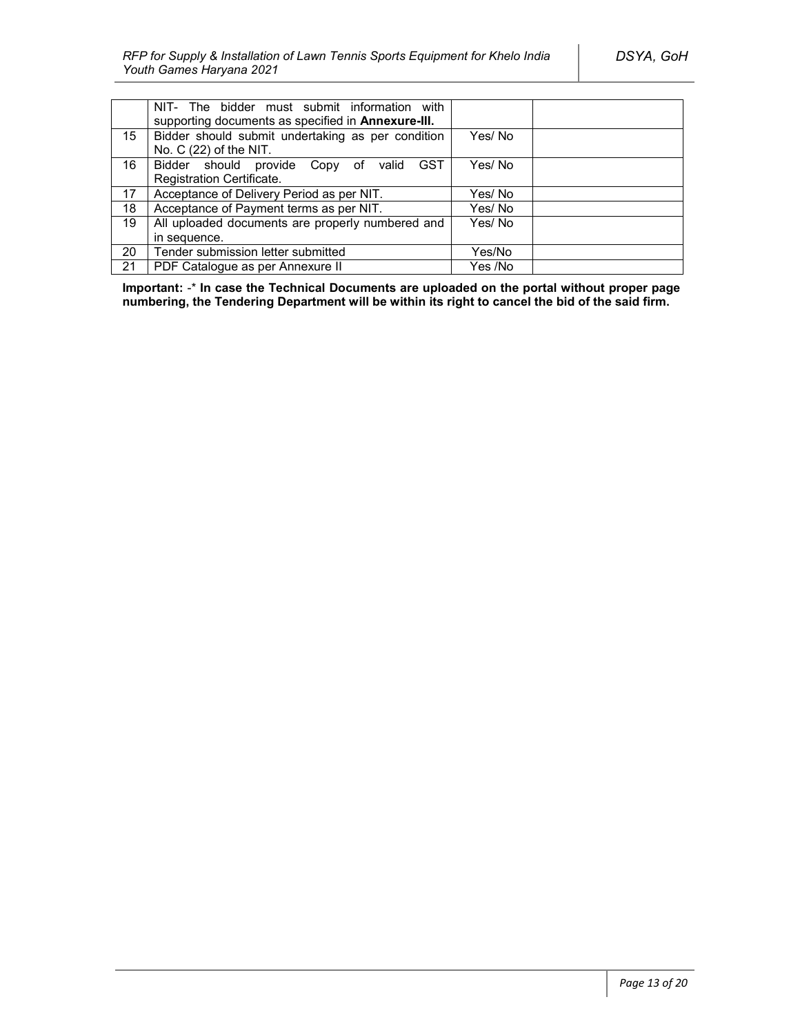| | | | |
|---|---|---|---|
| | NIT- The bidder must submit information with supporting documents as specified in **Annexure-III.** | | |
| 15 | Bidder should submit undertaking as per condition No. C (22) of the NIT. | Yes/ No | |
| 16 | Bidder should provide Copy of valid GST Registration Certificate. | Yes/ No | |
| 17 | Acceptance of Delivery Period as per NIT. | Yes/ No | |
| 18 | Acceptance of Payment terms as per NIT. | Yes/ No | |
| 19 | All uploaded documents are properly numbered and in sequence. | Yes/ No | |
| 20 | Tender submission letter submitted | Yes/No | |
| 21 | PDF Catalogue as per Annexure II | Yes /No | |

**Important:** -* **In case the Technical Documents are uploaded on the portal without proper page numbering, the Tendering Department will be within its right to cancel the bid of the said firm.**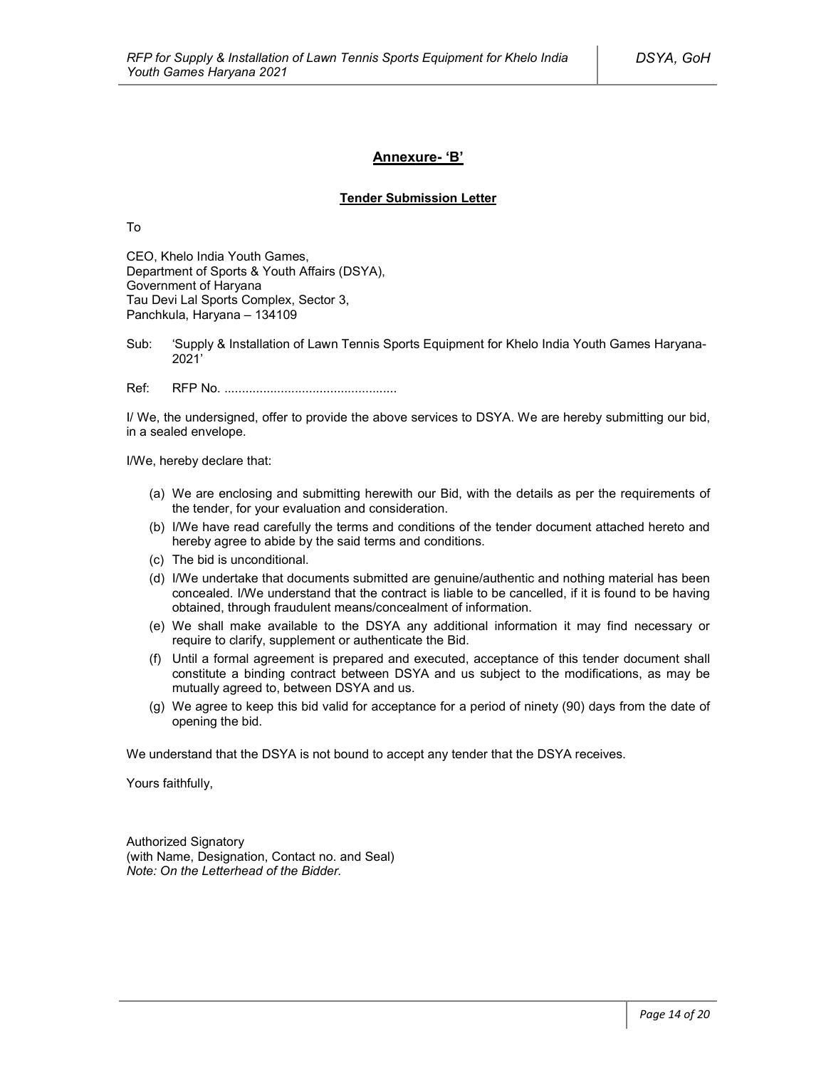## Annexure- 'B'

### Tender Submission Letter

To

CEO, Khelo India Youth Games,
Department of Sports & Youth Affairs (DSYA),
Government of Haryana
Tau Devi Lal Sports Complex, Sector 3,
Panchkula, Haryana – 134109

Sub: 'Supply & Installation of Lawn Tennis Sports Equipment for Khelo India Youth Games Haryana-2021'

Ref: RFP No. .................................................

I/ We, the undersigned, offer to provide the above services to DSYA. We are hereby submitting our bid, in a sealed envelope.

I/We, hereby declare that:

(a) We are enclosing and submitting herewith our Bid, with the details as per the requirements of the tender, for your evaluation and consideration.
(b) I/We have read carefully the terms and conditions of the tender document attached hereto and hereby agree to abide by the said terms and conditions.
(c) The bid is unconditional.
(d) I/We undertake that documents submitted are genuine/authentic and nothing material has been concealed. I/We understand that the contract is liable to be cancelled, if it is found to be having obtained, through fraudulent means/concealment of information.
(e) We shall make available to the DSYA any additional information it may find necessary or require to clarify, supplement or authenticate the Bid.
(f) Until a formal agreement is prepared and executed, acceptance of this tender document shall constitute a binding contract between DSYA and us subject to the modifications, as may be mutually agreed to, between DSYA and us.
(g) We agree to keep this bid valid for acceptance for a period of ninety (90) days from the date of opening the bid.

We understand that the DSYA is not bound to accept any tender that the DSYA receives.

Yours faithfully,

Authorized Signatory
(with Name, Designation, Contact no. and Seal)
*Note: On the Letterhead of the Bidder.*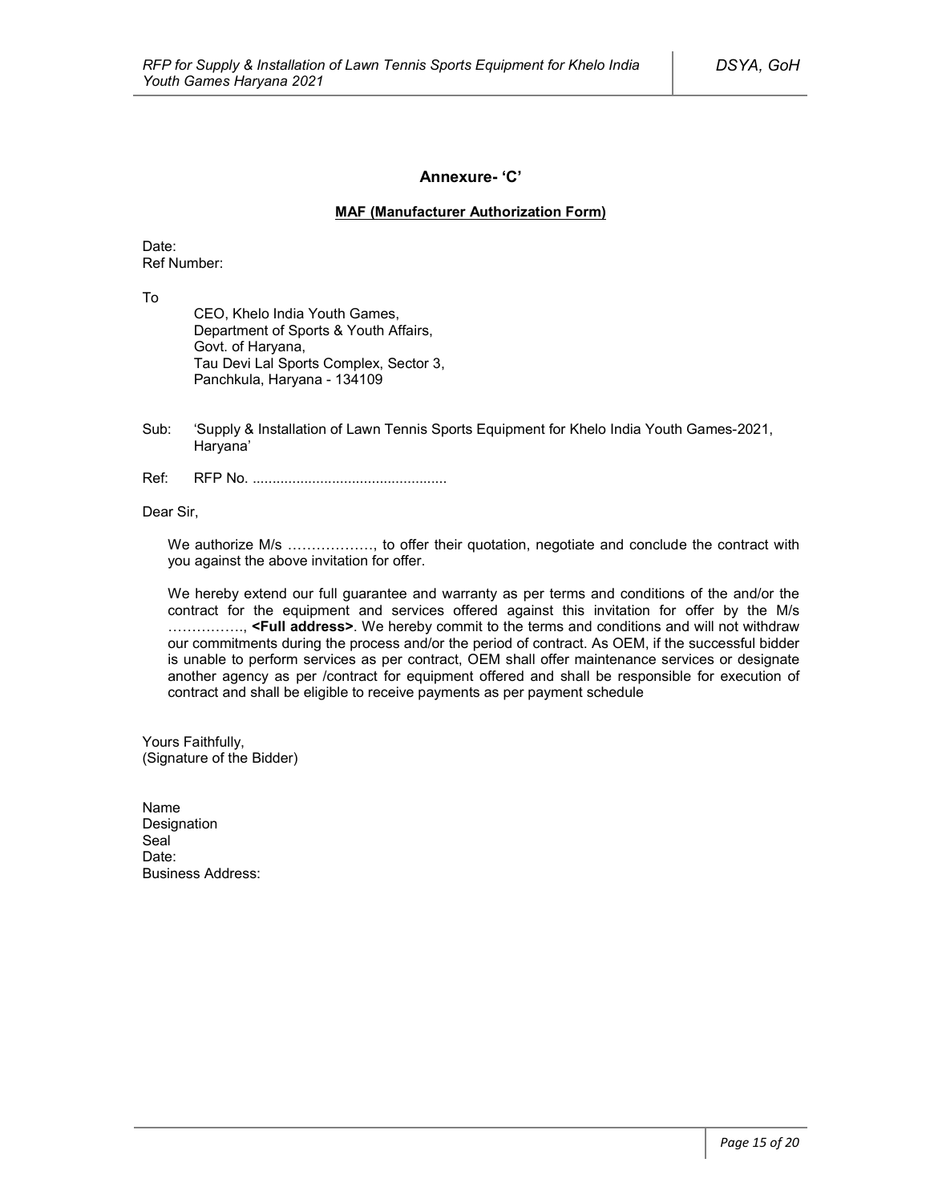## Annexure- 'C'

**MAF (Manufacturer Authorization Form)**

Date:
Ref Number:

To

CEO, Khelo India Youth Games,
Department of Sports & Youth Affairs,
Govt. of Haryana,
Tau Devi Lal Sports Complex, Sector 3,
Panchkula, Haryana - 134109

Sub: 'Supply & Installation of Lawn Tennis Sports Equipment for Khelo India Youth Games-2021, Haryana'

Ref: RFP No. .................................................

Dear Sir,

We authorize M/s ………………, to offer their quotation, negotiate and conclude the contract with you against the above invitation for offer.

We hereby extend our full guarantee and warranty as per terms and conditions of the and/or the contract for the equipment and services offered against this invitation for offer by the M/s ……………., **<Full address>**. We hereby commit to the terms and conditions and will not withdraw our commitments during the process and/or the period of contract. As OEM, if the successful bidder is unable to perform services as per contract, OEM shall offer maintenance services or designate another agency as per /contract for equipment offered and shall be responsible for execution of contract and shall be eligible to receive payments as per payment schedule

Yours Faithfully,
(Signature of the Bidder)

Name
Designation
Seal
Date:
Business Address: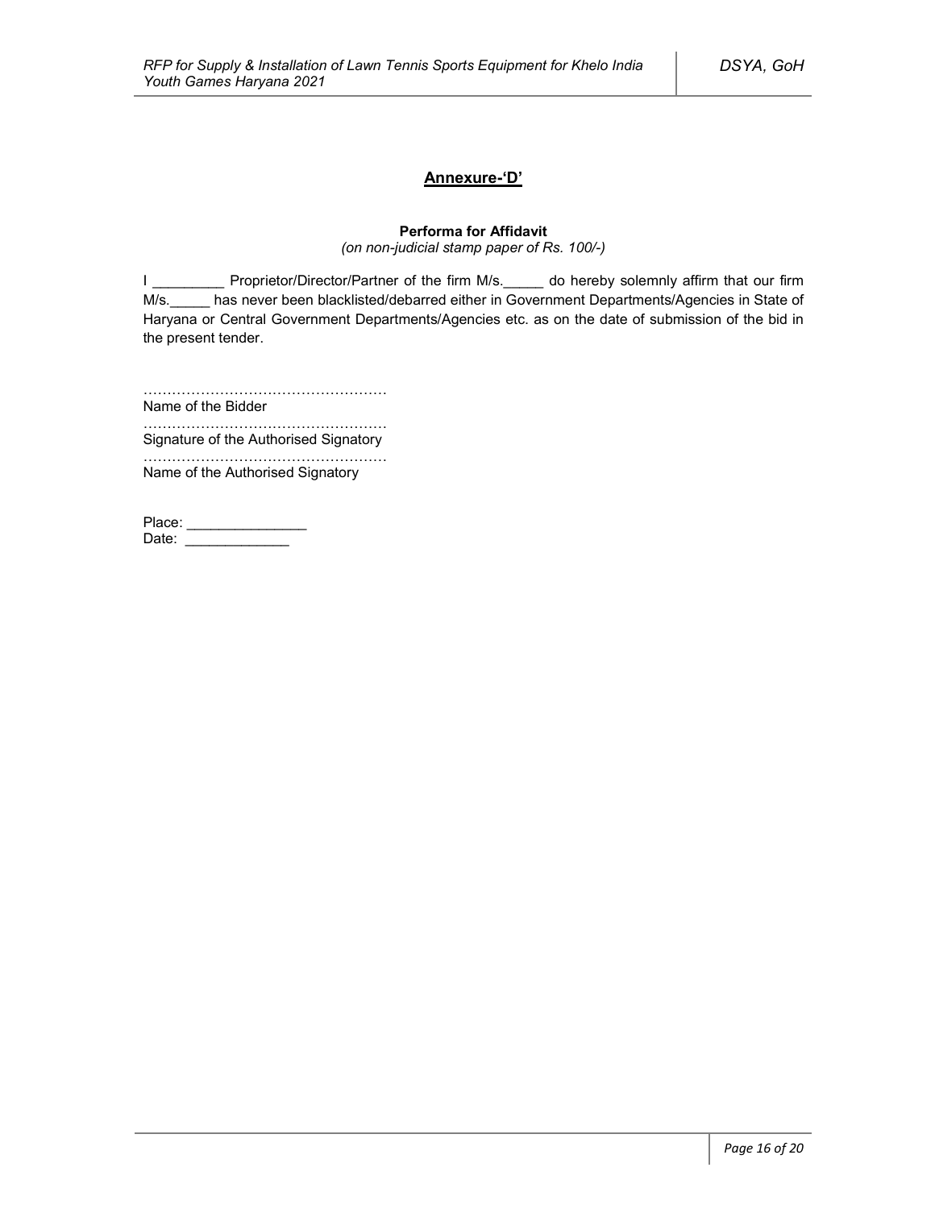## Annexure-'D'

**Performa for Affidavit**

*(on non-judicial stamp paper of Rs. 100/-)*

I _________ Proprietor/Director/Partner of the firm M/s._____ do hereby solemnly affirm that our firm M/s._____ has never been blacklisted/debarred either in Government Departments/Agencies in State of Haryana or Central Government Departments/Agencies etc. as on the date of submission of the bid in the present tender.

……………………………………………

Name of the Bidder

……………………………………………

Signature of the Authorised Signatory

……………………………………………

Name of the Authorised Signatory

Place: _______________

Date: _____________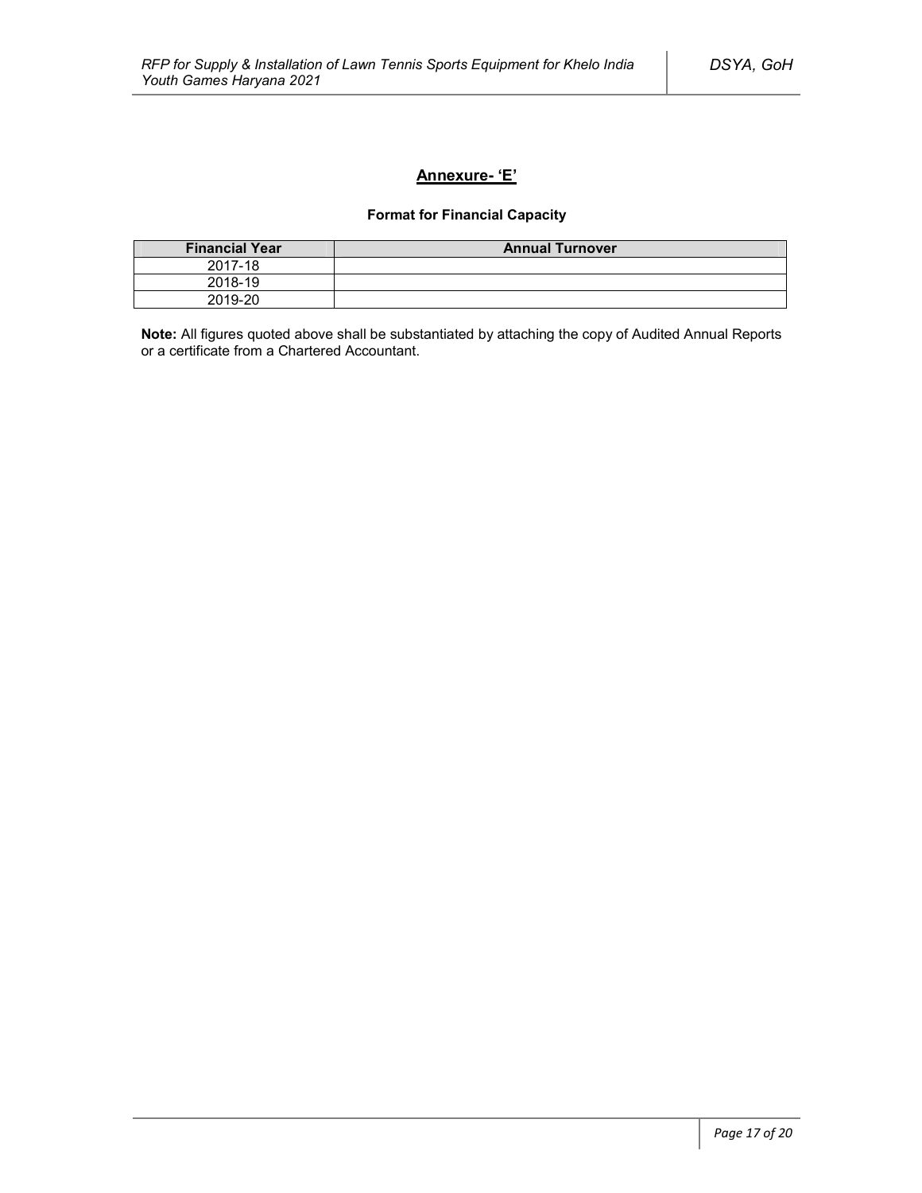## Annexure- 'E'

### Format for Financial Capacity

| Financial Year | Annual Turnover |
|---|---|
| 2017-18 | |
| 2018-19 | |
| 2019-20 | |

**Note:** All figures quoted above shall be substantiated by attaching the copy of Audited Annual Reports or a certificate from a Chartered Accountant.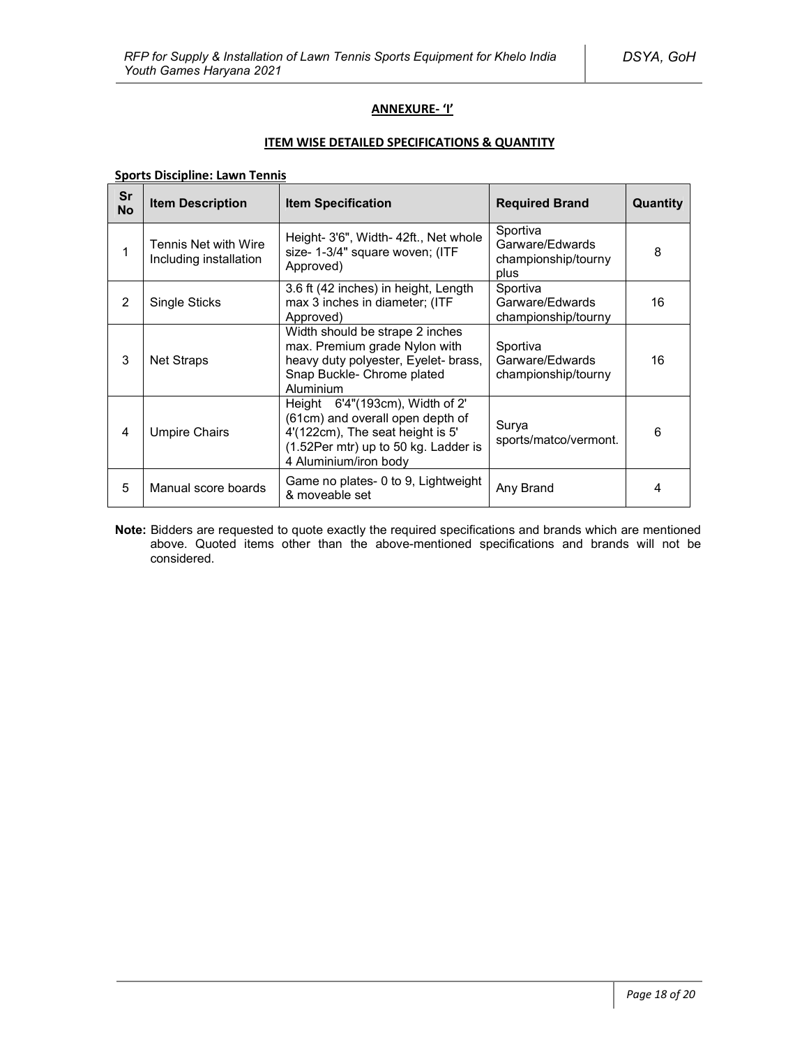## ANNEXURE- 'I'

### ITEM WISE DETAILED SPECIFICATIONS & QUANTITY

**Sports Discipline: Lawn Tennis**

| Sr No | Item Description | Item Specification | Required Brand | Quantity |
|---|---|---|---|---|
| 1 | Tennis Net with Wire Including installation | Height- 3'6", Width- 42ft., Net whole size- 1-3/4" square woven; (ITF Approved) | Sportiva Garware/Edwards championship/tourny plus | 8 |
| 2 | Single Sticks | 3.6 ft (42 inches) in height, Length max 3 inches in diameter; (ITF Approved) | Sportiva Garware/Edwards championship/tourny | 16 |
| 3 | Net Straps | Width should be strape 2 inches max. Premium grade Nylon with heavy duty polyester, Eyelet- brass, Snap Buckle- Chrome plated Aluminium | Sportiva Garware/Edwards championship/tourny | 16 |
| 4 | Umpire Chairs | Height 6'4"(193cm), Width of 2' (61cm) and overall open depth of 4'(122cm), The seat height is 5' (1.52Per mtr) up to 50 kg. Ladder is 4 Aluminium/iron body | Surya sports/matco/vermont. | 6 |
| 5 | Manual score boards | Game no plates- 0 to 9, Lightweight & moveable set | Any Brand | 4 |

**Note:** Bidders are requested to quote exactly the required specifications and brands which are mentioned above. Quoted items other than the above-mentioned specifications and brands will not be considered.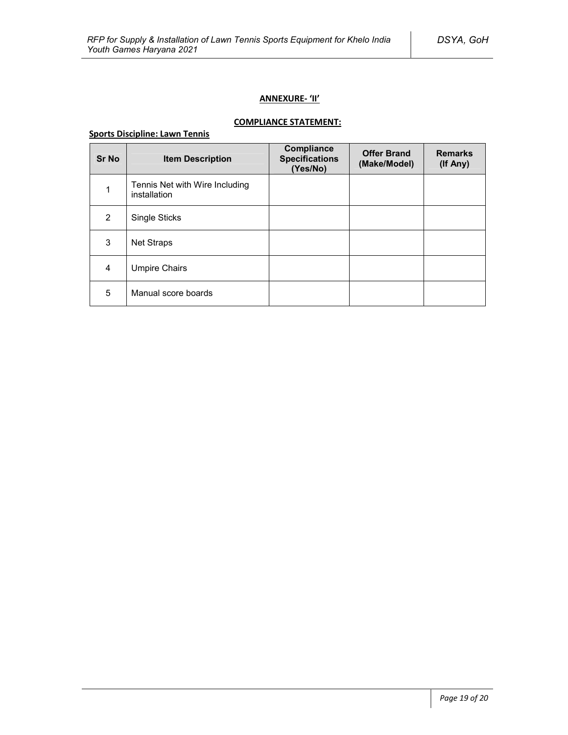**ANNEXURE- 'II'**

**COMPLIANCE STATEMENT:**

**Sports Discipline: Lawn Tennis**

| Sr No | Item Description | Compliance Specifications (Yes/No) | Offer Brand (Make/Model) | Remarks (If Any) |
|---|---|---|---|---|
| 1 | Tennis Net with Wire Including installation | | | |
| 2 | Single Sticks | | | |
| 3 | Net Straps | | | |
| 4 | Umpire Chairs | | | |
| 5 | Manual score boards | | | |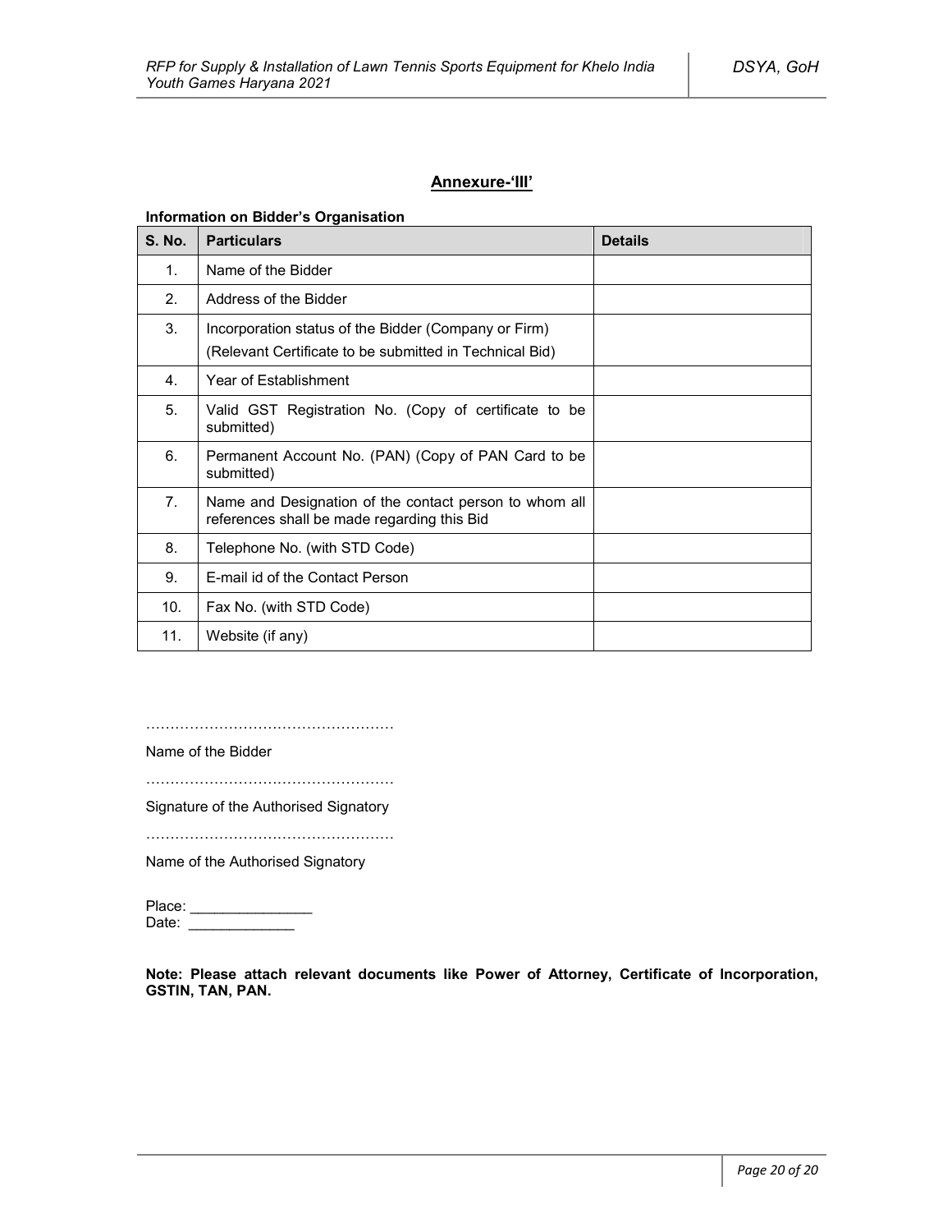## Annexure-'III'

**Information on Bidder's Organisation**

| S. No. | Particulars | Details |
|---|---|---|
| 1. | Name of the Bidder | |
| 2. | Address of the Bidder | |
| 3. | Incorporation status of the Bidder (Company or Firm)<br>(Relevant Certificate to be submitted in Technical Bid) | |
| 4. | Year of Establishment | |
| 5. | Valid GST Registration No. (Copy of certificate to be submitted) | |
| 6. | Permanent Account No. (PAN) (Copy of PAN Card to be submitted) | |
| 7. | Name and Designation of the contact person to whom all references shall be made regarding this Bid | |
| 8. | Telephone No. (with STD Code) | |
| 9. | E-mail id of the Contact Person | |
| 10. | Fax No. (with STD Code) | |
| 11. | Website (if any) | |

……………………………………………

Name of the Bidder

……………………………………………

Signature of the Authorised Signatory

……………………………………………

Name of the Authorised Signatory

Place: _______________

Date: _____________

**Note: Please attach relevant documents like Power of Attorney, Certificate of Incorporation, GSTIN, TAN, PAN.**